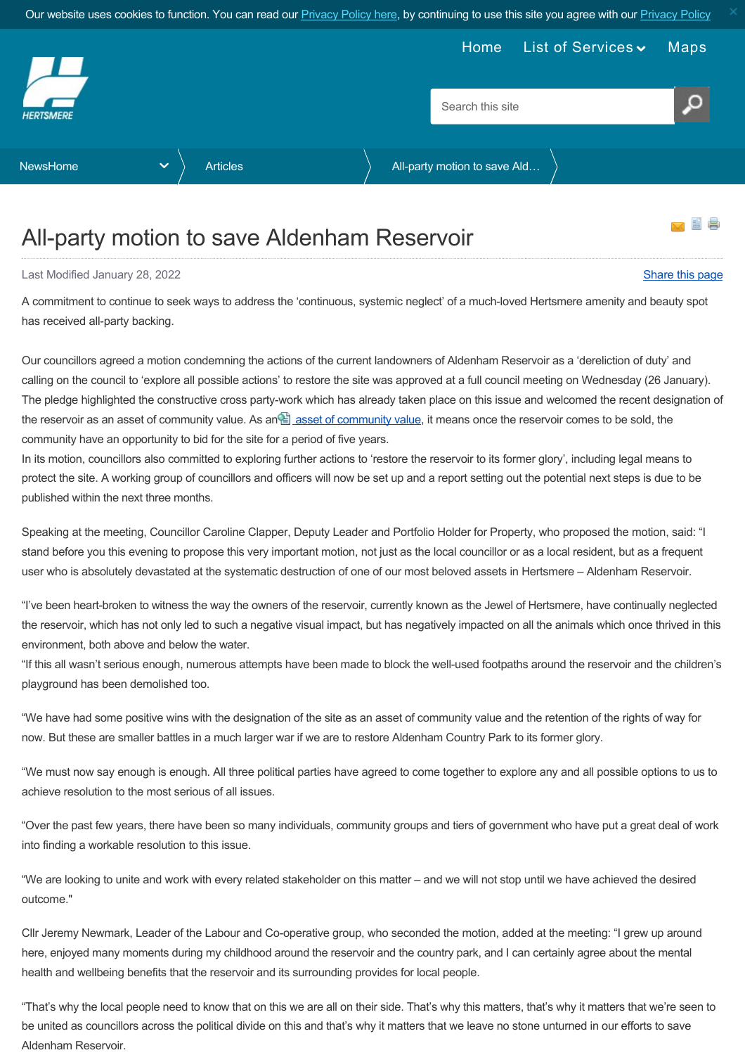# All-party motion to save Aldenham Reservoir

Last Modified January 28, 2022

A commitment to continue to seek ways to address the 'continuous, systemic neglect' of a much-loved Hertsmere amenity and beauty spot has received all-party backing.

Our councillors agreed a motion condemning the actions of the current landowners of Aldenham Reservoir as a 'dereliction of duty' and calling on the council to 'explore all possible actions' to restore the site was approved at a full council meeting on Wednesday (26 January). The pledge highlighted the constructive cross party-work which has already taken place on this issue and welcomed the recent designation of the reservoir as an asset of community value. As an asset of community value, it means once the reservoir comes to be sold, the community have an opportunity to bid for the site for a period of five years.
In its motion, councillors also committed to exploring further actions to 'restore the reservoir to its former glory', including legal means to protect the site. A working group of councillors and officers will now be set up and a report setting out the potential next steps is due to be published within the next three months.

Speaking at the meeting, Councillor Caroline Clapper, Deputy Leader and Portfolio Holder for Property, who proposed the motion, said: "I stand before you this evening to propose this very important motion, not just as the local councillor or as a local resident, but as a frequent user who is absolutely devastated at the systematic destruction of one of our most beloved assets in Hertsmere – Aldenham Reservoir.

"I've been heart-broken to witness the way the owners of the reservoir, currently known as the Jewel of Hertsmere, have continually neglected the reservoir, which has not only led to such a negative visual impact, but has negatively impacted on all the animals which once thrived in this environment, both above and below the water.
"If this all wasn't serious enough, numerous attempts have been made to block the well-used footpaths around the reservoir and the children's playground has been demolished too.

"We have had some positive wins with the designation of the site as an asset of community value and the retention of the rights of way for now. But these are smaller battles in a much larger war if we are to restore Aldenham Country Park to its former glory.

"We must now say enough is enough. All three political parties have agreed to come together to explore any and all possible options to us to achieve resolution to the most serious of all issues.

"Over the past few years, there have been so many individuals, community groups and tiers of government who have put a great deal of work into finding a workable resolution to this issue.

"We are looking to unite and work with every related stakeholder on this matter – and we will not stop until we have achieved the desired outcome."

Cllr Jeremy Newmark, Leader of the Labour and Co-operative group, who seconded the motion, added at the meeting: "I grew up around here, enjoyed many moments during my childhood around the reservoir and the country park, and I can certainly agree about the mental health and wellbeing benefits that the reservoir and its surrounding provides for local people.

"That's why the local people need to know that on this we are all on their side. That's why this matters, that's why it matters that we're seen to be united as councillors across the political divide on this and that's why it matters that we leave no stone unturned in our efforts to save Aldenham Reservoir.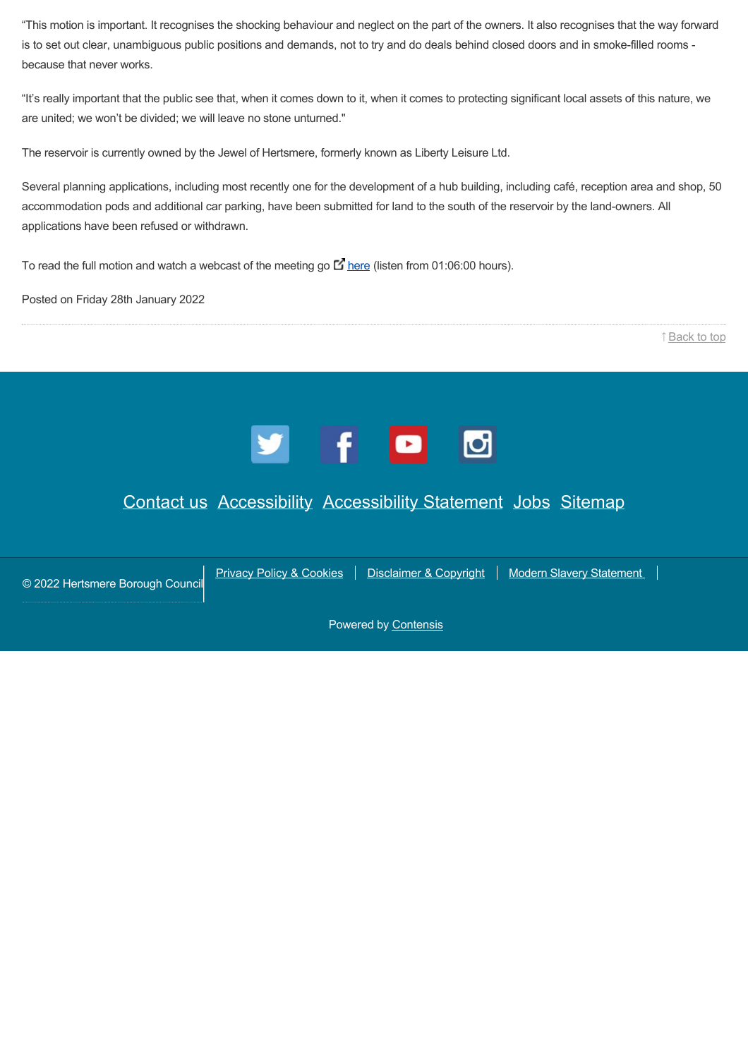"This motion is important. It recognises the shocking behaviour and neglect on the part of the owners. It also recognises that the way forward is to set out clear, unambiguous public positions and demands, not to try and do deals behind closed doors and in smoke-filled rooms - because that never works.

"It's really important that the public see that, when it comes down to it, when it comes to protecting significant local assets of this nature, we are united; we won't be divided; we will leave no stone unturned."

The reservoir is currently owned by the Jewel of Hertsmere, formerly known as Liberty Leisure Ltd.

Several planning applications, including most recently one for the development of a hub building, including café, reception area and shop, 50 accommodation pods and additional car parking, have been submitted for land to the south of the reservoir by the land-owners. All applications have been refused or withdrawn.

To read the full motion and watch a webcast of the meeting go here (listen from 01:06:00 hours).

Posted on Friday 28th January 2022

↑ Back to top

Contact us Accessibility Accessibility Statement Jobs Sitemap

© 2022 Hertsmere Borough Council | Privacy Policy & Cookies | Disclaimer & Copyright | Modern Slavery Statement

Powered by Contensis